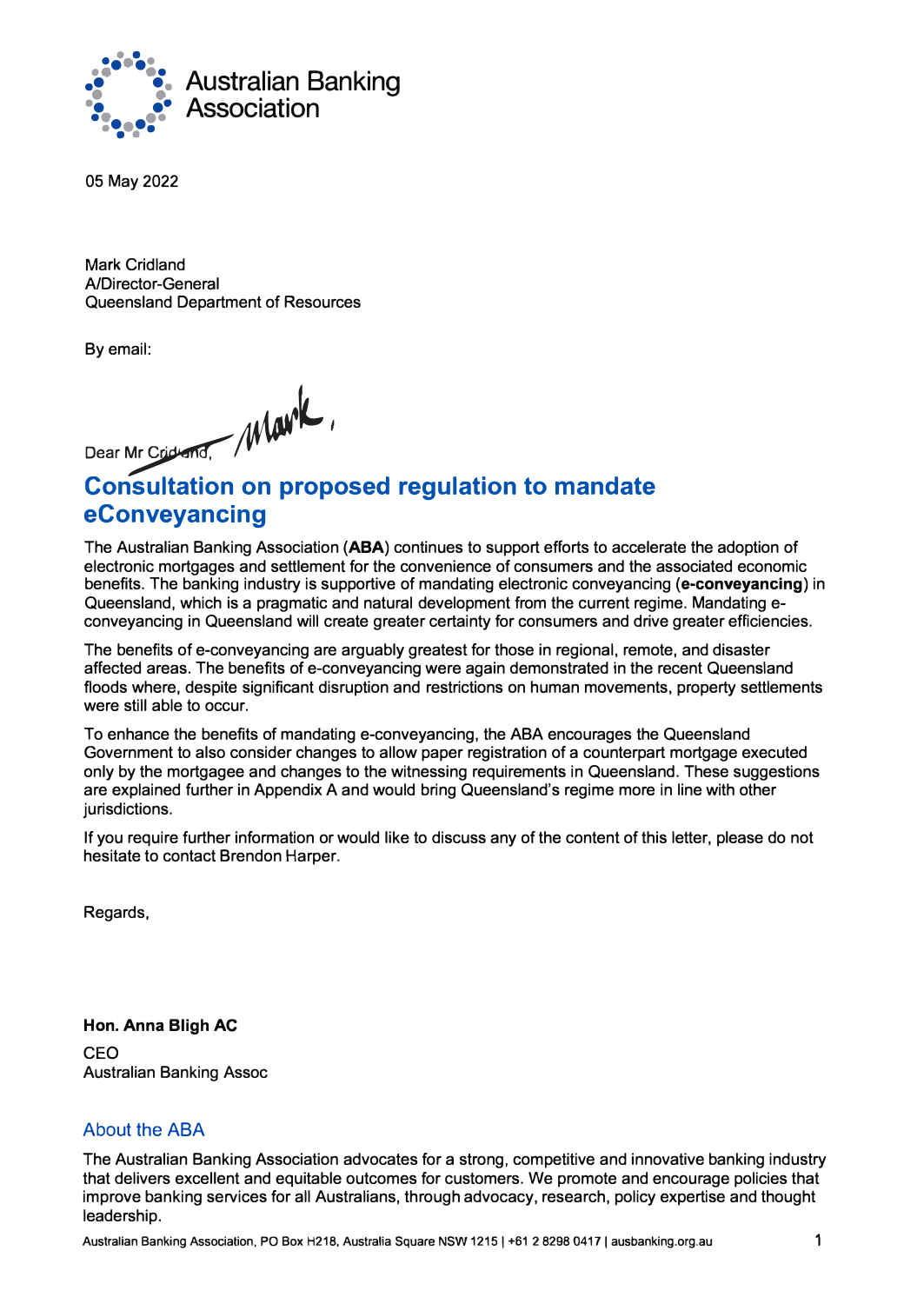Australian Banking Association

05 May 2022

Mark Cridland
A/Director-General
Queensland Department of Resources

By email:

Dear Mr Cridland, Mark,

# Consultation on proposed regulation to mandate eConveyancing

The Australian Banking Association (**ABA**) continues to support efforts to accelerate the adoption of electronic mortgages and settlement for the convenience of consumers and the associated economic benefits. The banking industry is supportive of mandating electronic conveyancing (**e-conveyancing**) in Queensland, which is a pragmatic and natural development from the current regime. Mandating e-conveyancing in Queensland will create greater certainty for consumers and drive greater efficiencies.

The benefits of e-conveyancing are arguably greatest for those in regional, remote, and disaster affected areas. The benefits of e-conveyancing were again demonstrated in the recent Queensland floods where, despite significant disruption and restrictions on human movements, property settlements were still able to occur.

To enhance the benefits of mandating e-conveyancing, the ABA encourages the Queensland Government to also consider changes to allow paper registration of a counterpart mortgage executed only by the mortgagee and changes to the witnessing requirements in Queensland. These suggestions are explained further in Appendix A and would bring Queensland's regime more in line with other jurisdictions.

If you require further information or would like to discuss any of the content of this letter, please do not hesitate to contact Brendon Harper.

Regards,

**Hon. Anna Bligh AC**

CEO
Australian Banking Assoc

## About the ABA

The Australian Banking Association advocates for a strong, competitive and innovative banking industry that delivers excellent and equitable outcomes for customers. We promote and encourage policies that improve banking services for all Australians, through advocacy, research, policy expertise and thought leadership.

Australian Banking Association, PO Box H218, Australia Square NSW 1215 | +61 2 8298 0417 | ausbanking.org.au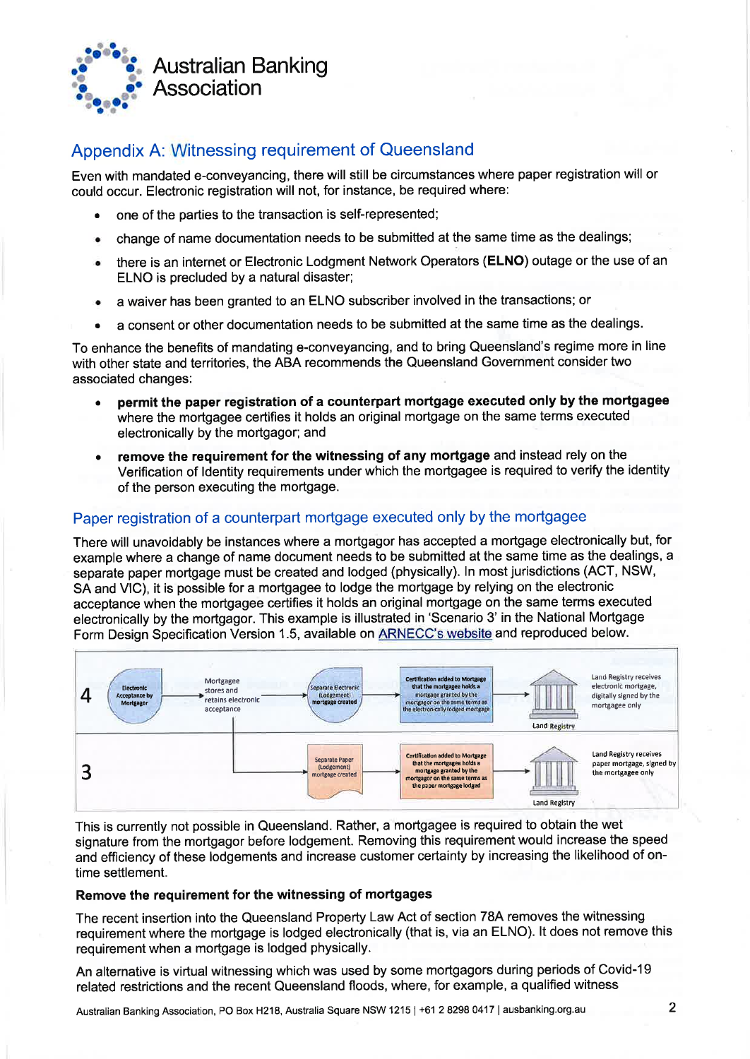## Appendix A: Witnessing requirement of Queensland

Even with mandated e-conveyancing, there will still be circumstances where paper registration will or could occur. Electronic registration will not, for instance, be required where:

- one of the parties to the transaction is self-represented;
- change of name documentation needs to be submitted at the same time as the dealings;
- there is an internet or Electronic Lodgment Network Operators (**ELNO**) outage or the use of an ELNO is precluded by a natural disaster;
- a waiver has been granted to an ELNO subscriber involved in the transactions; or
- a consent or other documentation needs to be submitted at the same time as the dealings.

To enhance the benefits of mandating e-conveyancing, and to bring Queensland's regime more in line with other state and territories, the ABA recommends the Queensland Government consider two associated changes:

- **permit the paper registration of a counterpart mortgage executed only by the mortgagee** where the mortgagee certifies it holds an original mortgage on the same terms executed electronically by the mortgagor; and
- **remove the requirement for the witnessing of any mortgage** and instead rely on the Verification of Identity requirements under which the mortgagee is required to verify the identity of the person executing the mortgage.

### Paper registration of a counterpart mortgage executed only by the mortgagee

There will unavoidably be instances where a mortgagor has accepted a mortgage electronically but, for example where a change of name document needs to be submitted at the same time as the dealings, a separate paper mortgage must be created and lodged (physically). In most jurisdictions (ACT, NSW, SA and VIC), it is possible for a mortgagee to lodge the mortgage by relying on the electronic acceptance when the mortgagee certifies it holds an original mortgage on the same terms executed electronically by the mortgagor. This example is illustrated in 'Scenario 3' in the National Mortgage Form Design Specification Version 1.5, available on ARNECC's website and reproduced below.

**4**: Electronic Acceptance by Mortgagor → Mortgagee stores and retains electronic acceptance → Separate Electronic (Lodgement) mortgage created → Certification added to Mortgage that the mortgagee holds a mortgage granted by the mortgagor on the same terms as the electronically lodged mortgage → Land Registry — Land Registry receives electronic mortgage, digitally signed by the mortgagee only

**3**: (from Mortgagee stores and retains electronic acceptance) → Separate Paper (Lodgement) mortgage created → Certification added to Mortgage that the mortgagee holds a mortgage granted by the mortgagor on the same terms as the paper mortgage lodged → Land Registry — Land Registry receives paper mortgage, signed by the mortgagee only

This is currently not possible in Queensland. Rather, a mortgagee is required to obtain the wet signature from the mortgagor before lodgement. Removing this requirement would increase the speed and efficiency of these lodgements and increase customer certainty by increasing the likelihood of on-time settlement.

**Remove the requirement for the witnessing of mortgages**

The recent insertion into the Queensland Property Law Act of section 78A removes the witnessing requirement where the mortgage is lodged electronically (that is, via an ELNO). It does not remove this requirement when a mortgage is lodged physically.

An alternative is virtual witnessing which was used by some mortgagors during periods of Covid-19 related restrictions and the recent Queensland floods, where, for example, a qualified witness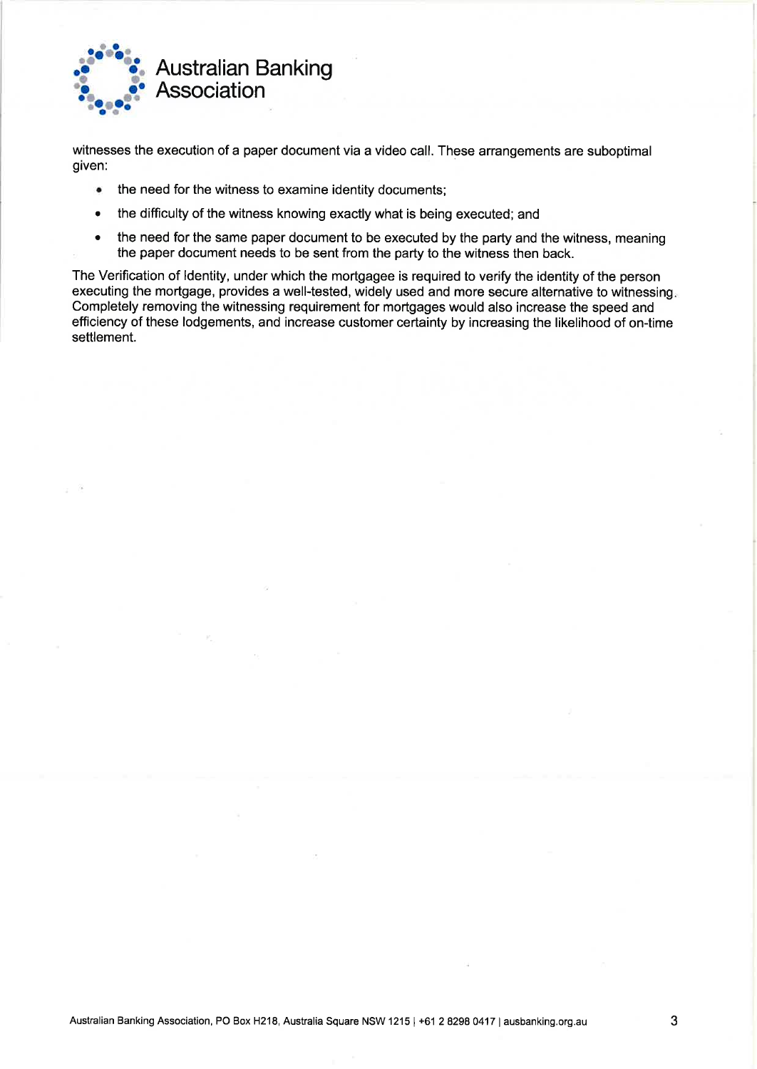witnesses the execution of a paper document via a video call. These arrangements are suboptimal given:

- the need for the witness to examine identity documents;
- the difficulty of the witness knowing exactly what is being executed; and
- the need for the same paper document to be executed by the party and the witness, meaning the paper document needs to be sent from the party to the witness then back.

The Verification of Identity, under which the mortgagee is required to verify the identity of the person executing the mortgage, provides a well-tested, widely used and more secure alternative to witnessing. Completely removing the witnessing requirement for mortgages would also increase the speed and efficiency of these lodgements, and increase customer certainty by increasing the likelihood of on-time settlement.